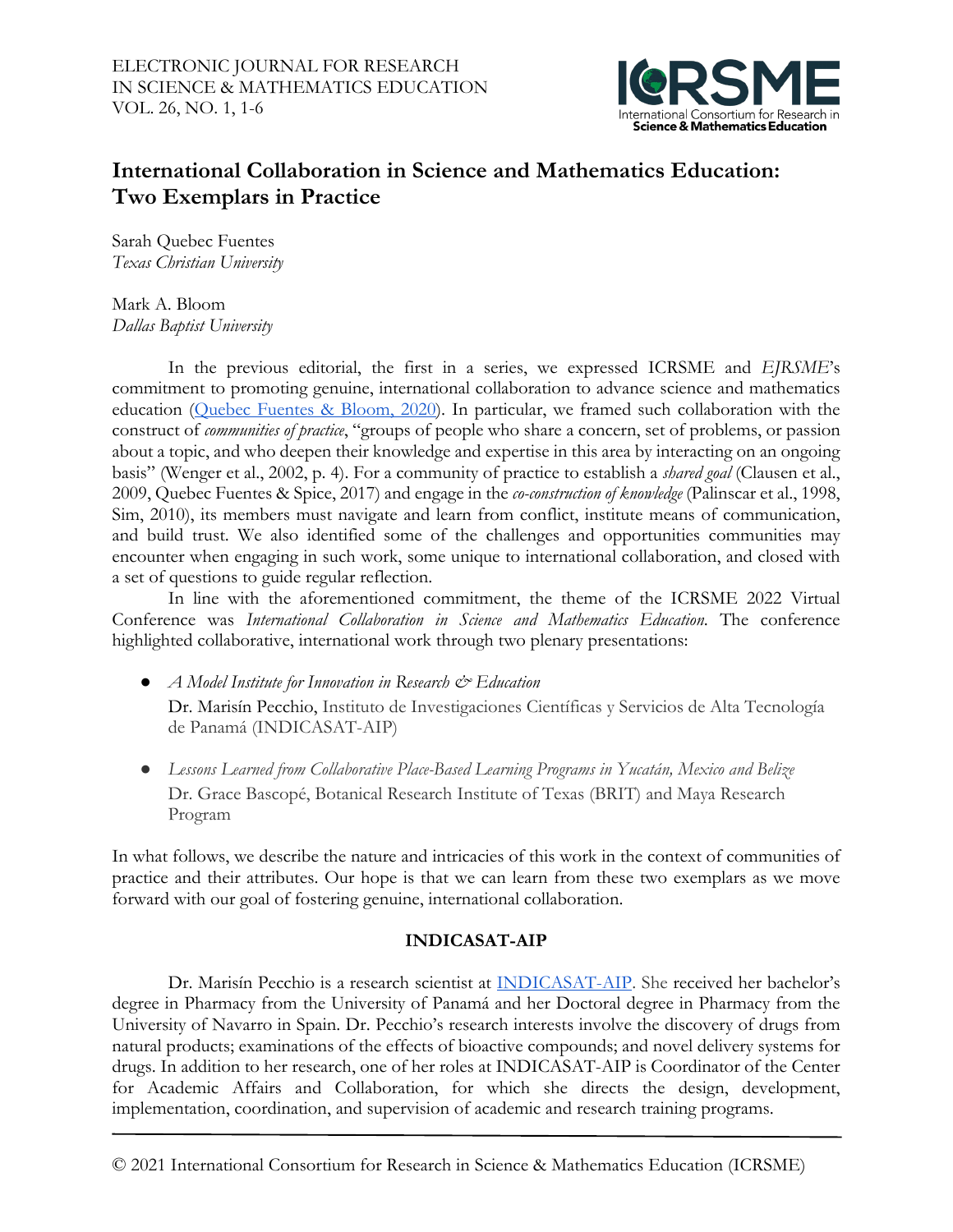# International Collaboration in Science and Mathematics Education: Two Exemplars in Practice

Sarah Quebec Fuentes
*Texas Christian University*

Mark A. Bloom
*Dallas Baptist University*

In the previous editorial, the first in a series, we expressed ICRSME and *EJRSME*'s commitment to promoting genuine, international collaboration to advance science and mathematics education (Quebec Fuentes & Bloom, 2020). In particular, we framed such collaboration with the construct of *communities of practice*, "groups of people who share a concern, set of problems, or passion about a topic, and who deepen their knowledge and expertise in this area by interacting on an ongoing basis" (Wenger et al., 2002, p. 4). For a community of practice to establish a *shared goal* (Clausen et al., 2009, Quebec Fuentes & Spice, 2017) and engage in the *co-construction of knowledge* (Palinscar et al., 1998, Sim, 2010), its members must navigate and learn from conflict, institute means of communication, and build trust. We also identified some of the challenges and opportunities communities may encounter when engaging in such work, some unique to international collaboration, and closed with a set of questions to guide regular reflection.

In line with the aforementioned commitment, the theme of the ICRSME 2022 Virtual Conference was *International Collaboration in Science and Mathematics Education*. The conference highlighted collaborative, international work through two plenary presentations:

- *A Model Institute for Innovation in Research & Education*
  Dr. Marisín Pecchio, Instituto de Investigaciones Científicas y Servicios de Alta Tecnología de Panamá (INDICASAT-AIP)
- *Lessons Learned from Collaborative Place-Based Learning Programs in Yucatán, Mexico and Belize*
  Dr. Grace Bascopé, Botanical Research Institute of Texas (BRIT) and Maya Research Program

In what follows, we describe the nature and intricacies of this work in the context of communities of practice and their attributes. Our hope is that we can learn from these two exemplars as we move forward with our goal of fostering genuine, international collaboration.

## INDICASAT-AIP

Dr. Marisín Pecchio is a research scientist at INDICASAT-AIP. She received her bachelor's degree in Pharmacy from the University of Panamá and her Doctoral degree in Pharmacy from the University of Navarro in Spain. Dr. Pecchio's research interests involve the discovery of drugs from natural products; examinations of the effects of bioactive compounds; and novel delivery systems for drugs. In addition to her research, one of her roles at INDICASAT-AIP is Coordinator of the Center for Academic Affairs and Collaboration, for which she directs the design, development, implementation, coordination, and supervision of academic and research training programs.

© 2021 International Consortium for Research in Science & Mathematics Education (ICRSME)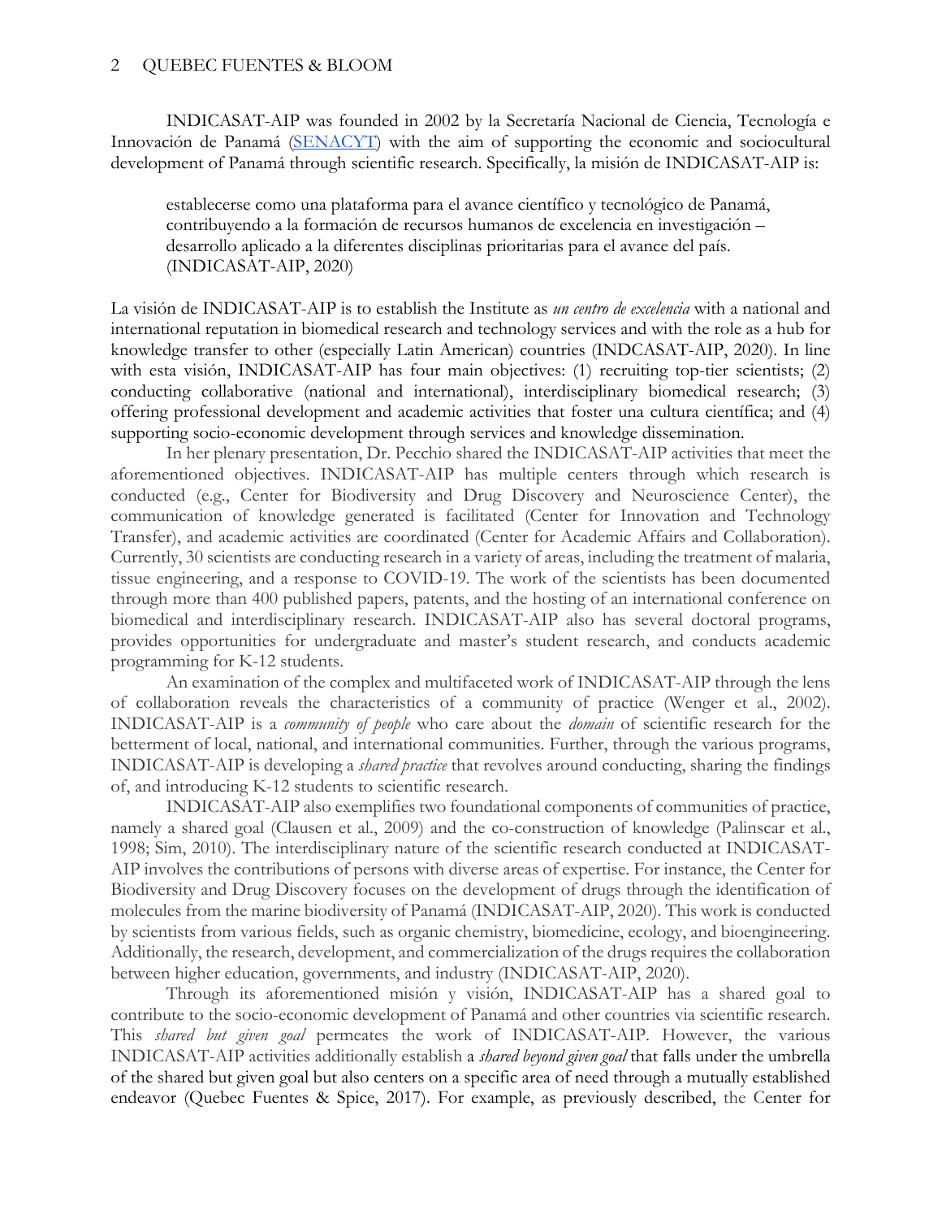INDICASAT-AIP was founded in 2002 by la Secretaría Nacional de Ciencia, Tecnología e Innovación de Panamá ([SENACYT]) with the aim of supporting the economic and sociocultural development of Panamá through scientific research. Specifically, la misión de INDICASAT-AIP is:

> establecerse como una plataforma para el avance científico y tecnológico de Panamá, contribuyendo a la formación de recursos humanos de excelencia en investigación – desarrollo aplicado a la diferentes disciplinas prioritarias para el avance del país. (INDICASAT-AIP, 2020)

La visión de INDICASAT-AIP is to establish the Institute as *un centro de excelencia* with a national and international reputation in biomedical research and technology services and with the role as a hub for knowledge transfer to other (especially Latin American) countries (INDCASAT-AIP, 2020). In line with esta visión, INDICASAT-AIP has four main objectives: (1) recruiting top-tier scientists; (2) conducting collaborative (national and international), interdisciplinary biomedical research; (3) offering professional development and academic activities that foster una cultura científica; and (4) supporting socio-economic development through services and knowledge dissemination.

In her plenary presentation, Dr. Pecchio shared the INDICASAT-AIP activities that meet the aforementioned objectives. INDICASAT-AIP has multiple centers through which research is conducted (e.g., Center for Biodiversity and Drug Discovery and Neuroscience Center), the communication of knowledge generated is facilitated (Center for Innovation and Technology Transfer), and academic activities are coordinated (Center for Academic Affairs and Collaboration). Currently, 30 scientists are conducting research in a variety of areas, including the treatment of malaria, tissue engineering, and a response to COVID-19. The work of the scientists has been documented through more than 400 published papers, patents, and the hosting of an international conference on biomedical and interdisciplinary research. INDICASAT-AIP also has several doctoral programs, provides opportunities for undergraduate and master's student research, and conducts academic programming for K-12 students.

An examination of the complex and multifaceted work of INDICASAT-AIP through the lens of collaboration reveals the characteristics of a community of practice (Wenger et al., 2002). INDICASAT-AIP is a *community of people* who care about the *domain* of scientific research for the betterment of local, national, and international communities. Further, through the various programs, INDICASAT-AIP is developing a *shared practice* that revolves around conducting, sharing the findings of, and introducing K-12 students to scientific research.

INDICASAT-AIP also exemplifies two foundational components of communities of practice, namely a shared goal (Clausen et al., 2009) and the co-construction of knowledge (Palinscar et al., 1998; Sim, 2010). The interdisciplinary nature of the scientific research conducted at INDICASAT-AIP involves the contributions of persons with diverse areas of expertise. For instance, the Center for Biodiversity and Drug Discovery focuses on the development of drugs through the identification of molecules from the marine biodiversity of Panamá (INDICASAT-AIP, 2020). This work is conducted by scientists from various fields, such as organic chemistry, biomedicine, ecology, and bioengineering. Additionally, the research, development, and commercialization of the drugs requires the collaboration between higher education, governments, and industry (INDICASAT-AIP, 2020).

Through its aforementioned misión y visión, INDICASAT-AIP has a shared goal to contribute to the socio-economic development of Panamá and other countries via scientific research. This *shared but given goal* permeates the work of INDICASAT-AIP. However, the various INDICASAT-AIP activities additionally establish a *shared beyond given goal* that falls under the umbrella of the shared but given goal but also centers on a specific area of need through a mutually established endeavor (Quebec Fuentes & Spice, 2017). For example, as previously described, the Center for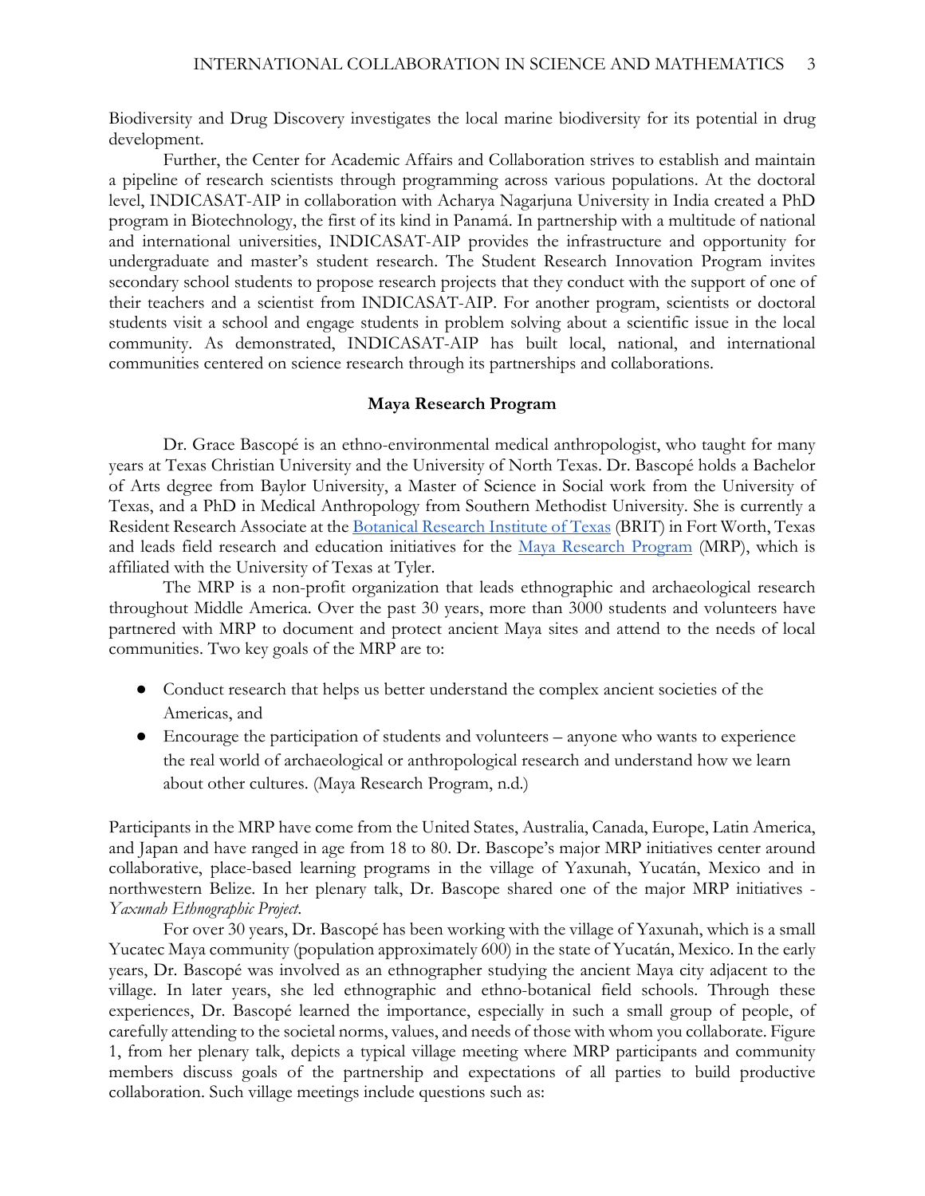Biodiversity and Drug Discovery investigates the local marine biodiversity for its potential in drug development.

Further, the Center for Academic Affairs and Collaboration strives to establish and maintain a pipeline of research scientists through programming across various populations. At the doctoral level, INDICASAT-AIP in collaboration with Acharya Nagarjuna University in India created a PhD program in Biotechnology, the first of its kind in Panamá. In partnership with a multitude of national and international universities, INDICASAT-AIP provides the infrastructure and opportunity for undergraduate and master's student research. The Student Research Innovation Program invites secondary school students to propose research projects that they conduct with the support of one of their teachers and a scientist from INDICASAT-AIP. For another program, scientists or doctoral students visit a school and engage students in problem solving about a scientific issue in the local community. As demonstrated, INDICASAT-AIP has built local, national, and international communities centered on science research through its partnerships and collaborations.

## Maya Research Program

Dr. Grace Bascopé is an ethno-environmental medical anthropologist, who taught for many years at Texas Christian University and the University of North Texas. Dr. Bascopé holds a Bachelor of Arts degree from Baylor University, a Master of Science in Social work from the University of Texas, and a PhD in Medical Anthropology from Southern Methodist University. She is currently a Resident Research Associate at the Botanical Research Institute of Texas (BRIT) in Fort Worth, Texas and leads field research and education initiatives for the Maya Research Program (MRP), which is affiliated with the University of Texas at Tyler.

The MRP is a non-profit organization that leads ethnographic and archaeological research throughout Middle America. Over the past 30 years, more than 3000 students and volunteers have partnered with MRP to document and protect ancient Maya sites and attend to the needs of local communities. Two key goals of the MRP are to:

- Conduct research that helps us better understand the complex ancient societies of the Americas, and
- Encourage the participation of students and volunteers – anyone who wants to experience the real world of archaeological or anthropological research and understand how we learn about other cultures. (Maya Research Program, n.d.)

Participants in the MRP have come from the United States, Australia, Canada, Europe, Latin America, and Japan and have ranged in age from 18 to 80. Dr. Bascope's major MRP initiatives center around collaborative, place-based learning programs in the village of Yaxunah, Yucatán, Mexico and in northwestern Belize. In her plenary talk, Dr. Bascope shared one of the major MRP initiatives - *Yaxunah Ethnographic Project*.

For over 30 years, Dr. Bascopé has been working with the village of Yaxunah, which is a small Yucatec Maya community (population approximately 600) in the state of Yucatán, Mexico. In the early years, Dr. Bascopé was involved as an ethnographer studying the ancient Maya city adjacent to the village. In later years, she led ethnographic and ethno-botanical field schools. Through these experiences, Dr. Bascopé learned the importance, especially in such a small group of people, of carefully attending to the societal norms, values, and needs of those with whom you collaborate. Figure 1, from her plenary talk, depicts a typical village meeting where MRP participants and community members discuss goals of the partnership and expectations of all parties to build productive collaboration. Such village meetings include questions such as: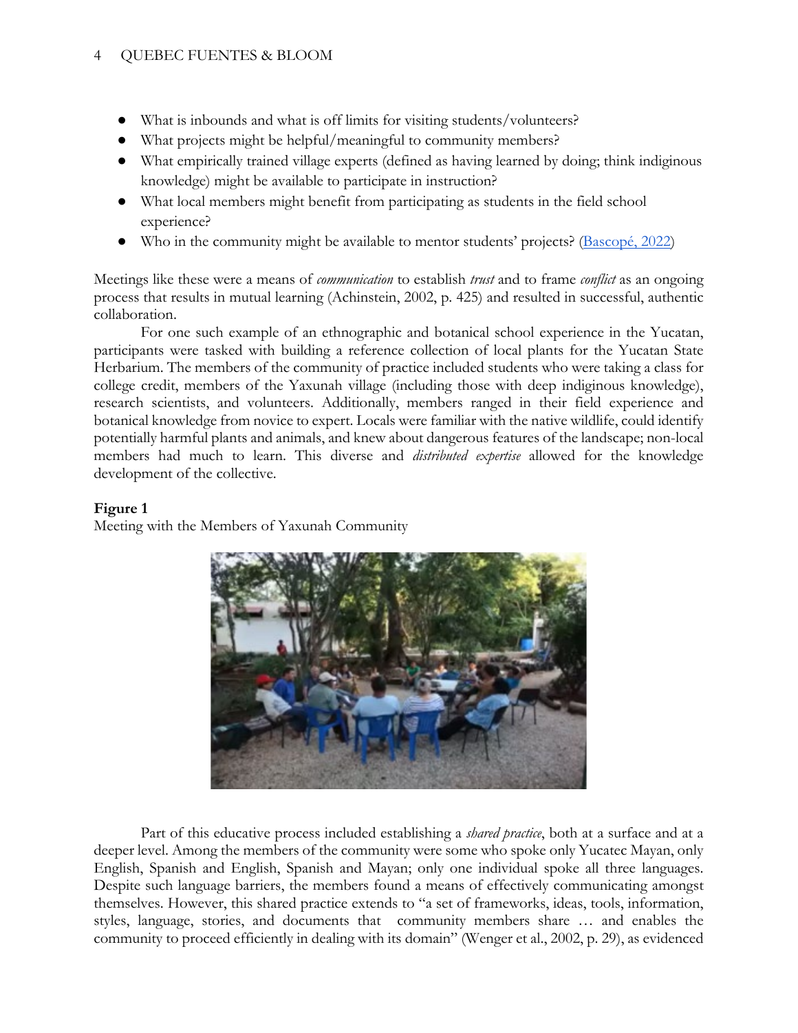- What is inbounds and what is off limits for visiting students/volunteers?
- What projects might be helpful/meaningful to community members?
- What empirically trained village experts (defined as having learned by doing; think indiginous knowledge) might be available to participate in instruction?
- What local members might benefit from participating as students in the field school experience?
- Who in the community might be available to mentor students' projects? (Bascopé, 2022)

Meetings like these were a means of *communication* to establish *trust* and to frame *conflict* as an ongoing process that results in mutual learning (Achinstein, 2002, p. 425) and resulted in successful, authentic collaboration.

For one such example of an ethnographic and botanical school experience in the Yucatan, participants were tasked with building a reference collection of local plants for the Yucatan State Herbarium. The members of the community of practice included students who were taking a class for college credit, members of the Yaxunah village (including those with deep indiginous knowledge), research scientists, and volunteers. Additionally, members ranged in their field experience and botanical knowledge from novice to expert. Locals were familiar with the native wildlife, could identify potentially harmful plants and animals, and knew about dangerous features of the landscape; non-local members had much to learn. This diverse and *distributed expertise* allowed for the knowledge development of the collective.

**Figure 1**
Meeting with the Members of Yaxunah Community

Part of this educative process included establishing a *shared practice*, both at a surface and at a deeper level. Among the members of the community were some who spoke only Yucatec Mayan, only English, Spanish and English, Spanish and Mayan; only one individual spoke all three languages. Despite such language barriers, the members found a means of effectively communicating amongst themselves. However, this shared practice extends to "a set of frameworks, ideas, tools, information, styles, language, stories, and documents that community members share … and enables the community to proceed efficiently in dealing with its domain" (Wenger et al., 2002, p. 29), as evidenced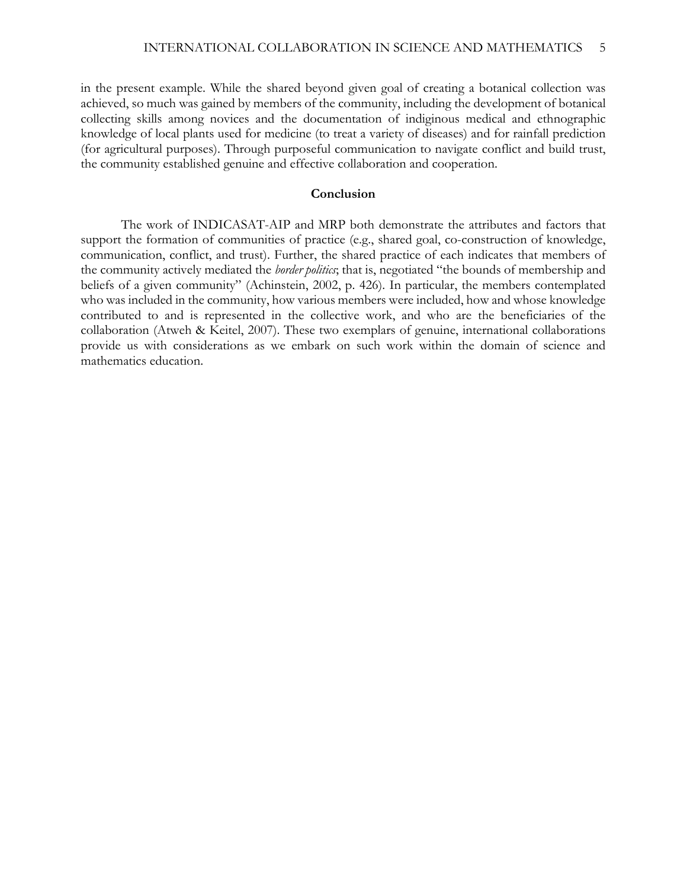in the present example. While the shared beyond given goal of creating a botanical collection was achieved, so much was gained by members of the community, including the development of botanical collecting skills among novices and the documentation of indiginous medical and ethnographic knowledge of local plants used for medicine (to treat a variety of diseases) and for rainfall prediction (for agricultural purposes). Through purposeful communication to navigate conflict and build trust, the community established genuine and effective collaboration and cooperation.

## Conclusion

The work of INDICASAT-AIP and MRP both demonstrate the attributes and factors that support the formation of communities of practice (e.g., shared goal, co-construction of knowledge, communication, conflict, and trust). Further, the shared practice of each indicates that members of the community actively mediated the *border politics*; that is, negotiated "the bounds of membership and beliefs of a given community" (Achinstein, 2002, p. 426). In particular, the members contemplated who was included in the community, how various members were included, how and whose knowledge contributed to and is represented in the collective work, and who are the beneficiaries of the collaboration (Atweh & Keitel, 2007). These two exemplars of genuine, international collaborations provide us with considerations as we embark on such work within the domain of science and mathematics education.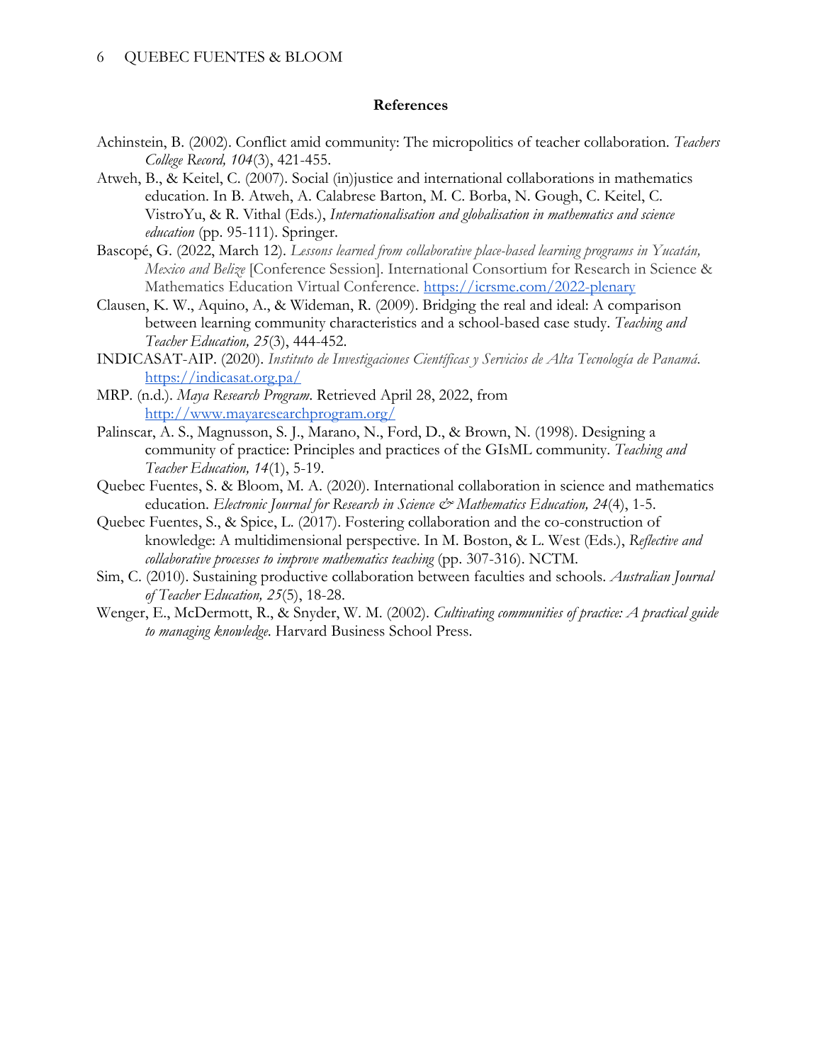## References

Achinstein, B. (2002). Conflict amid community: The micropolitics of teacher collaboration. *Teachers College Record, 104*(3), 421-455.

Atweh, B., & Keitel, C. (2007). Social (in)justice and international collaborations in mathematics education. In B. Atweh, A. Calabrese Barton, M. C. Borba, N. Gough, C. Keitel, C. VistroYu, & R. Vithal (Eds.), *Internationalisation and globalisation in mathematics and science education* (pp. 95-111). Springer.

Bascopé, G. (2022, March 12). *Lessons learned from collaborative place-based learning programs in Yucatán, Mexico and Belize* [Conference Session]. International Consortium for Research in Science & Mathematics Education Virtual Conference. https://icrsme.com/2022-plenary

Clausen, K. W., Aquino, A., & Wideman, R. (2009). Bridging the real and ideal: A comparison between learning community characteristics and a school-based case study. *Teaching and Teacher Education, 25*(3), 444-452.

INDICASAT-AIP. (2020). *Instituto de Investigaciones Científicas y Servicios de Alta Tecnología de Panamá*. https://indicasat.org.pa/

MRP. (n.d.). *Maya Research Program*. Retrieved April 28, 2022, from http://www.mayaresearchprogram.org/

Palinscar, A. S., Magnusson, S. J., Marano, N., Ford, D., & Brown, N. (1998). Designing a community of practice: Principles and practices of the GIsML community. *Teaching and Teacher Education, 14*(1), 5-19.

Quebec Fuentes, S. & Bloom, M. A. (2020). International collaboration in science and mathematics education. *Electronic Journal for Research in Science & Mathematics Education, 24*(4), 1-5.

Quebec Fuentes, S., & Spice, L. (2017). Fostering collaboration and the co-construction of knowledge: A multidimensional perspective. In M. Boston, & L. West (Eds.), *Reflective and collaborative processes to improve mathematics teaching* (pp. 307-316). NCTM.

Sim, C. (2010). Sustaining productive collaboration between faculties and schools. *Australian Journal of Teacher Education, 25*(5), 18-28.

Wenger, E., McDermott, R., & Snyder, W. M. (2002). *Cultivating communities of practice: A practical guide to managing knowledge.* Harvard Business School Press.